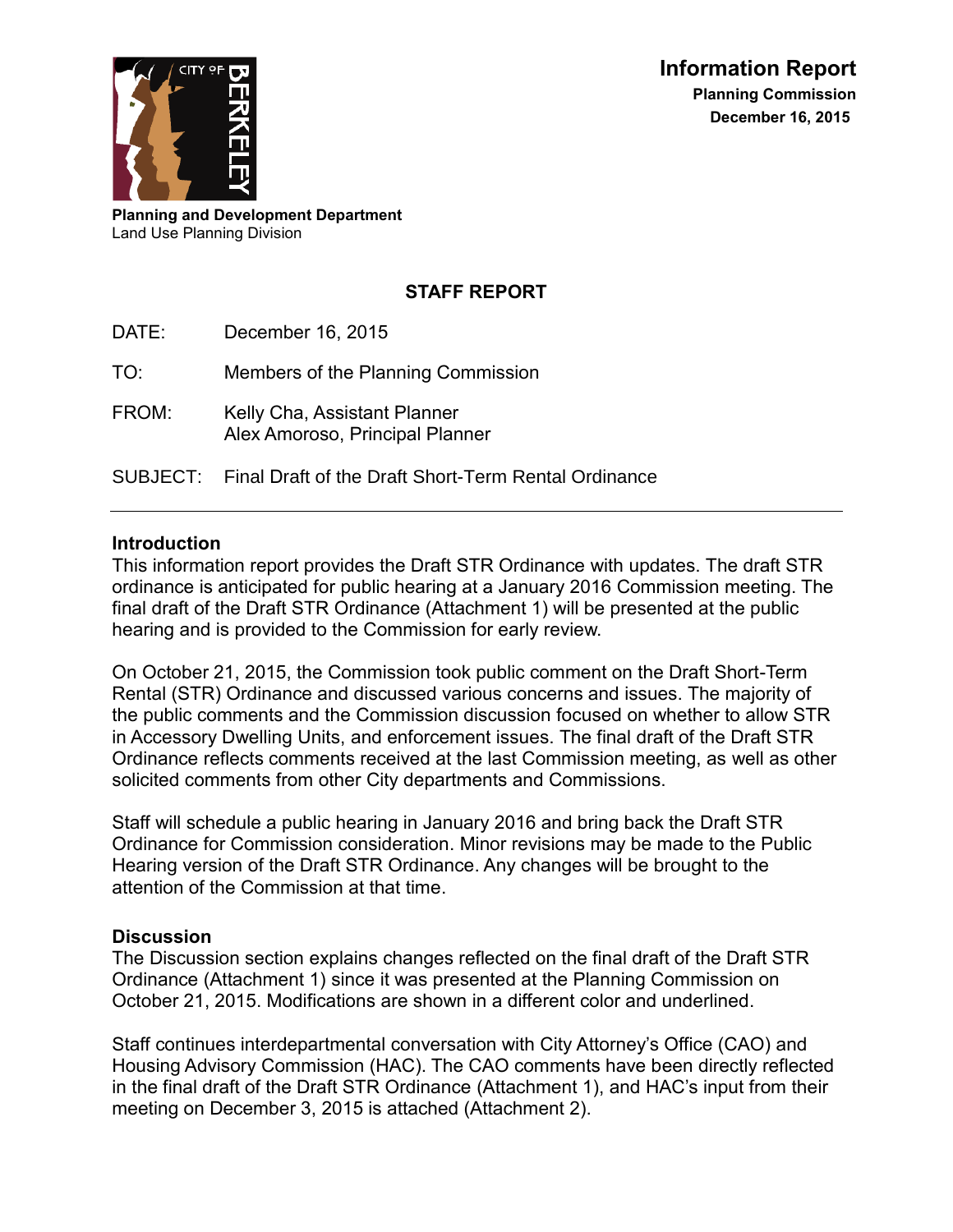**Information Report**
**Planning Commission**
**December 16, 2015**

**Planning and Development Department**
Land Use Planning Division

## STAFF REPORT

DATE: December 16, 2015

TO: Members of the Planning Commission

FROM: Kelly Cha, Assistant Planner
Alex Amoroso, Principal Planner

SUBJECT: Final Draft of the Draft Short-Term Rental Ordinance

---

### Introduction

This information report provides the Draft STR Ordinance with updates. The draft STR ordinance is anticipated for public hearing at a January 2016 Commission meeting. The final draft of the Draft STR Ordinance (Attachment 1) will be presented at the public hearing and is provided to the Commission for early review.

On October 21, 2015, the Commission took public comment on the Draft Short-Term Rental (STR) Ordinance and discussed various concerns and issues. The majority of the public comments and the Commission discussion focused on whether to allow STR in Accessory Dwelling Units, and enforcement issues. The final draft of the Draft STR Ordinance reflects comments received at the last Commission meeting, as well as other solicited comments from other City departments and Commissions.

Staff will schedule a public hearing in January 2016 and bring back the Draft STR Ordinance for Commission consideration. Minor revisions may be made to the Public Hearing version of the Draft STR Ordinance. Any changes will be brought to the attention of the Commission at that time.

### Discussion

The Discussion section explains changes reflected on the final draft of the Draft STR Ordinance (Attachment 1) since it was presented at the Planning Commission on October 21, 2015. Modifications are shown in a different color and underlined.

Staff continues interdepartmental conversation with City Attorney's Office (CAO) and Housing Advisory Commission (HAC). The CAO comments have been directly reflected in the final draft of the Draft STR Ordinance (Attachment 1), and HAC's input from their meeting on December 3, 2015 is attached (Attachment 2).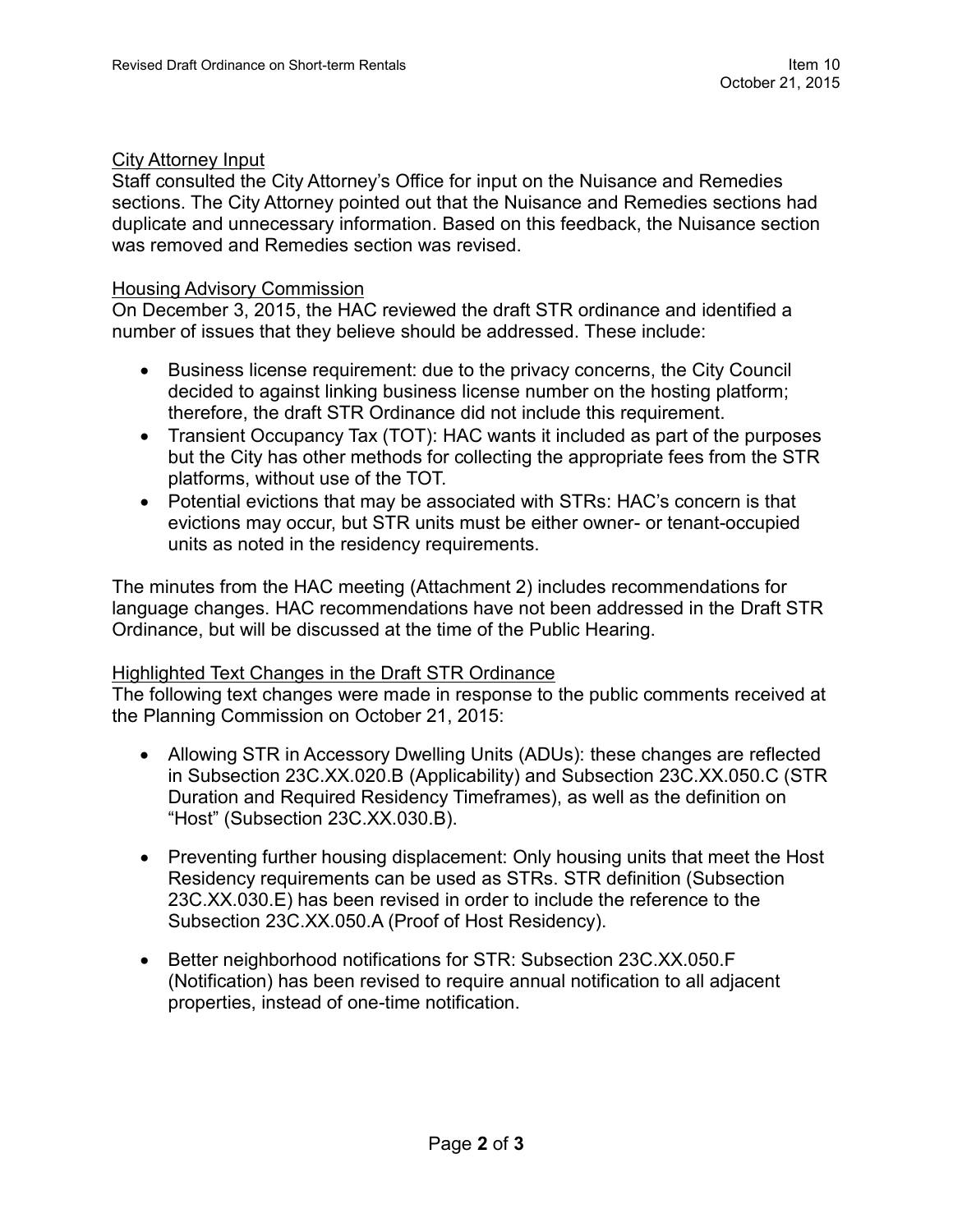City Attorney Input

Staff consulted the City Attorney's Office for input on the Nuisance and Remedies sections. The City Attorney pointed out that the Nuisance and Remedies sections had duplicate and unnecessary information. Based on this feedback, the Nuisance section was removed and Remedies section was revised.

Housing Advisory Commission

On December 3, 2015, the HAC reviewed the draft STR ordinance and identified a number of issues that they believe should be addressed. These include:

- Business license requirement: due to the privacy concerns, the City Council decided to against linking business license number on the hosting platform; therefore, the draft STR Ordinance did not include this requirement.
- Transient Occupancy Tax (TOT): HAC wants it included as part of the purposes but the City has other methods for collecting the appropriate fees from the STR platforms, without use of the TOT.
- Potential evictions that may be associated with STRs: HAC's concern is that evictions may occur, but STR units must be either owner- or tenant-occupied units as noted in the residency requirements.

The minutes from the HAC meeting (Attachment 2) includes recommendations for language changes. HAC recommendations have not been addressed in the Draft STR Ordinance, but will be discussed at the time of the Public Hearing.

Highlighted Text Changes in the Draft STR Ordinance

The following text changes were made in response to the public comments received at the Planning Commission on October 21, 2015:

- Allowing STR in Accessory Dwelling Units (ADUs): these changes are reflected in Subsection 23C.XX.020.B (Applicability) and Subsection 23C.XX.050.C (STR Duration and Required Residency Timeframes), as well as the definition on "Host" (Subsection 23C.XX.030.B).

- Preventing further housing displacement: Only housing units that meet the Host Residency requirements can be used as STRs. STR definition (Subsection 23C.XX.030.E) has been revised in order to include the reference to the Subsection 23C.XX.050.A (Proof of Host Residency).

- Better neighborhood notifications for STR: Subsection 23C.XX.050.F (Notification) has been revised to require annual notification to all adjacent properties, instead of one-time notification.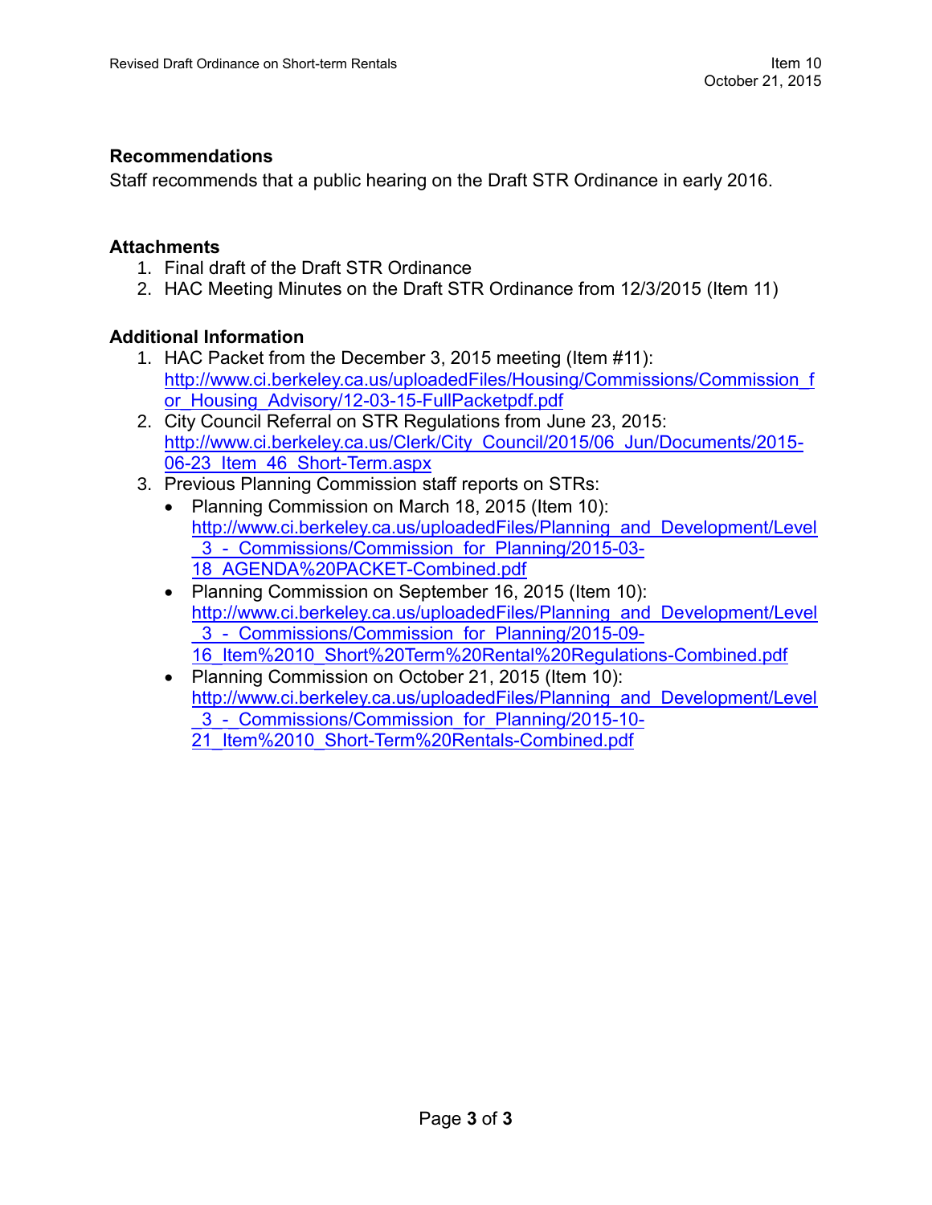## Recommendations

Staff recommends that a public hearing on the Draft STR Ordinance in early 2016.

## Attachments

1. Final draft of the Draft STR Ordinance
2. HAC Meeting Minutes on the Draft STR Ordinance from 12/3/2015 (Item 11)

## Additional Information

1. HAC Packet from the December 3, 2015 meeting (Item #11): http://www.ci.berkeley.ca.us/uploadedFiles/Housing/Commissions/Commission_for_Housing_Advisory/12-03-15-FullPacketpdf.pdf
2. City Council Referral on STR Regulations from June 23, 2015: http://www.ci.berkeley.ca.us/Clerk/City_Council/2015/06_Jun/Documents/2015-06-23_Item_46_Short-Term.aspx
3. Previous Planning Commission staff reports on STRs:
   - Planning Commission on March 18, 2015 (Item 10): http://www.ci.berkeley.ca.us/uploadedFiles/Planning_and_Development/Level_3_-_Commissions/Commission_for_Planning/2015-03-18_AGENDA%20PACKET-Combined.pdf
   - Planning Commission on September 16, 2015 (Item 10): http://www.ci.berkeley.ca.us/uploadedFiles/Planning_and_Development/Level_3_-_Commissions/Commission_for_Planning/2015-09-16_Item%2010_Short%20Term%20Rental%20Regulations-Combined.pdf
   - Planning Commission on October 21, 2015 (Item 10): http://www.ci.berkeley.ca.us/uploadedFiles/Planning_and_Development/Level_3_-_Commissions/Commission_for_Planning/2015-10-21_Item%2010_Short-Term%20Rentals-Combined.pdf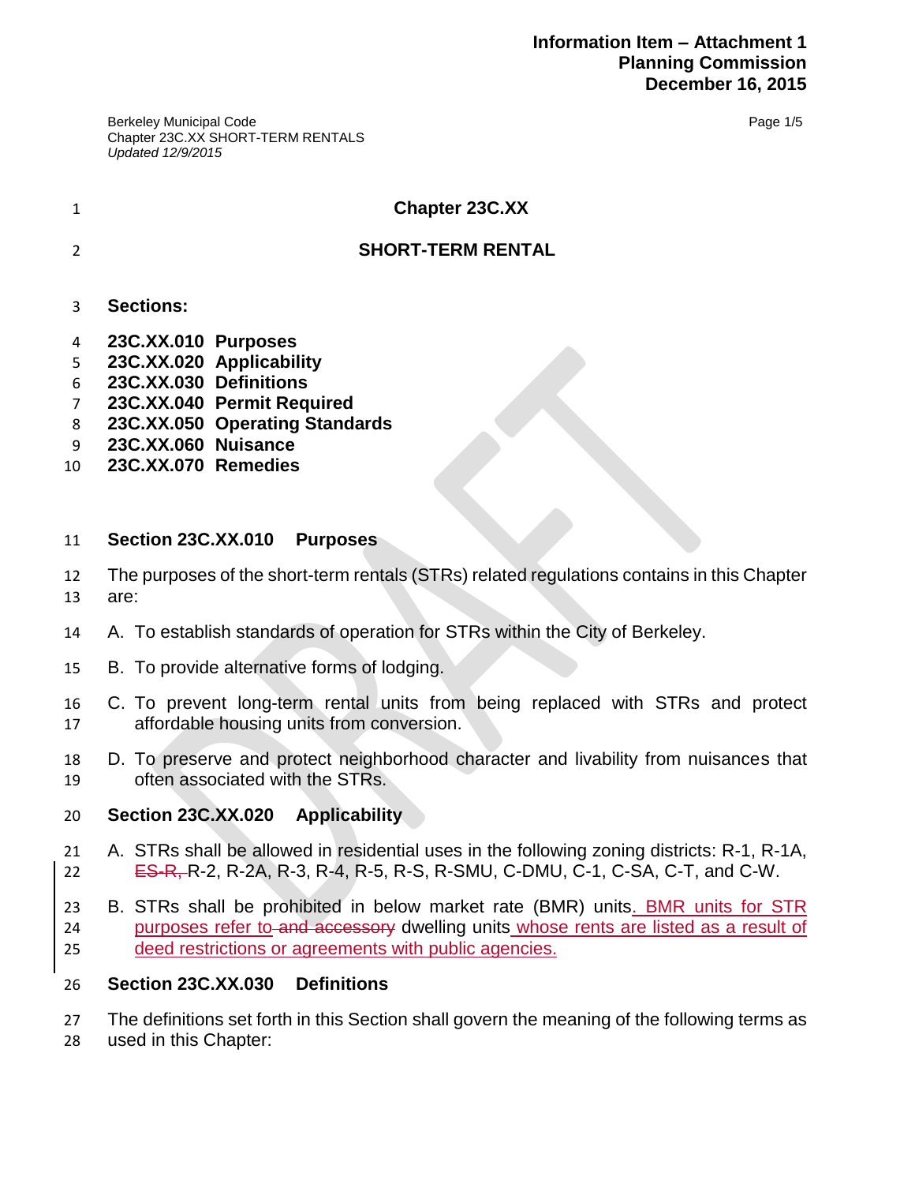**Information Item – Attachment 1**
**Planning Commission**
**December 16, 2015**

Berkeley Municipal Code
Chapter 23C.XX SHORT-TERM RENTALS
*Updated 12/9/2015*

# Chapter 23C.XX

# SHORT-TERM RENTAL

**Sections:**

**23C.XX.010 Purposes**
**23C.XX.020 Applicability**
**23C.XX.030 Definitions**
**23C.XX.040 Permit Required**
**23C.XX.050 Operating Standards**
**23C.XX.060 Nuisance**
**23C.XX.070 Remedies**

## Section 23C.XX.010 Purposes

The purposes of the short-term rentals (STRs) related regulations contains in this Chapter are:

A. To establish standards of operation for STRs within the City of Berkeley.

B. To provide alternative forms of lodging.

C. To prevent long-term rental units from being replaced with STRs and protect affordable housing units from conversion.

D. To preserve and protect neighborhood character and livability from nuisances that often associated with the STRs.

## Section 23C.XX.020 Applicability

A. STRs shall be allowed in residential uses in the following zoning districts: R-1, R-1A, ~~ES-R,~~ R-2, R-2A, R-3, R-4, R-5, R-S, R-SMU, C-DMU, C-1, C-SA, C-T, and C-W.

B. STRs shall be prohibited in below market rate (BMR) units. BMR units for STR purposes refer to ~~and accessory~~ dwelling units whose rents are listed as a result of deed restrictions or agreements with public agencies.

## Section 23C.XX.030 Definitions

The definitions set forth in this Section shall govern the meaning of the following terms as used in this Chapter: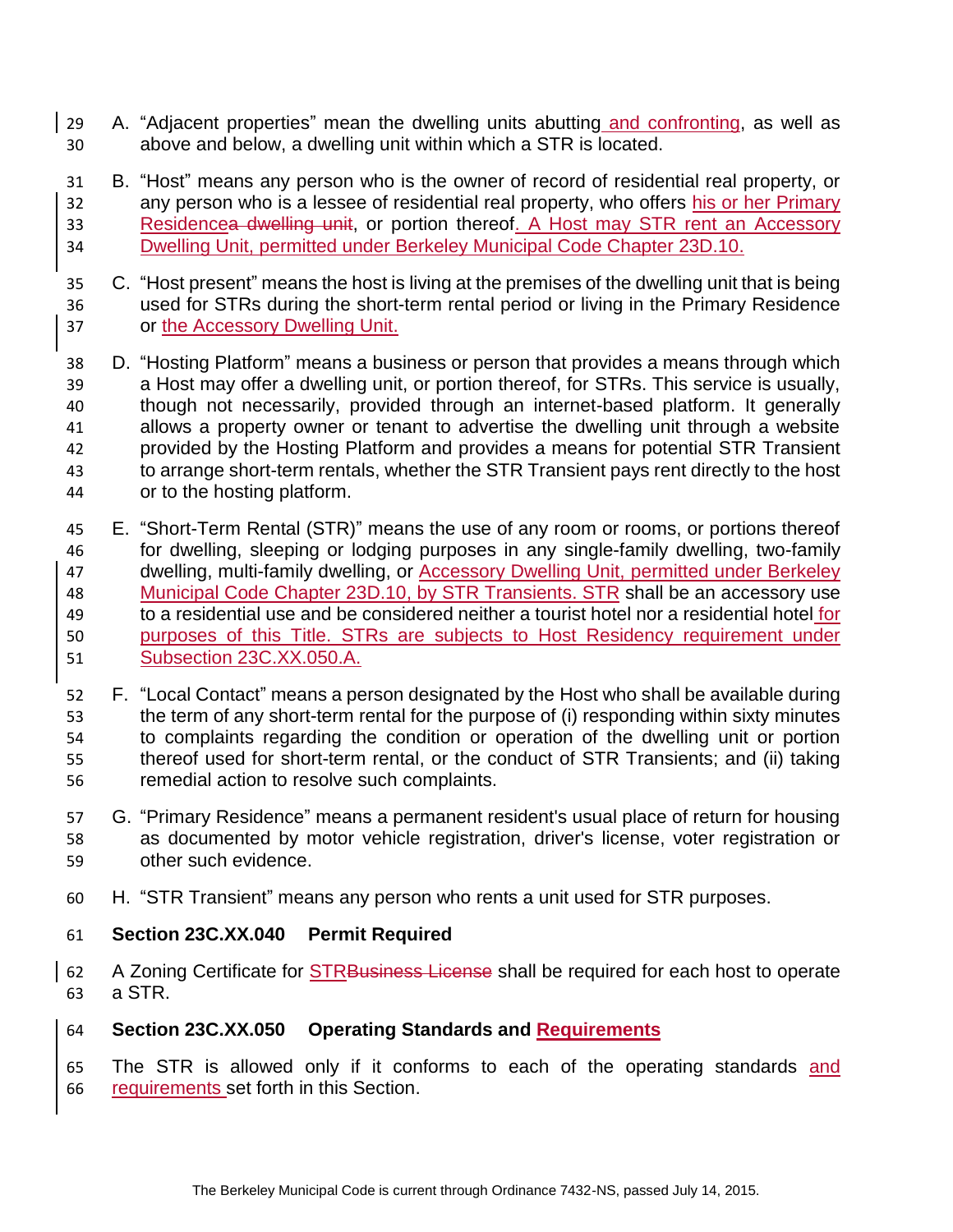A. "Adjacent properties" mean the dwelling units abutting and confronting, as well as above and below, a dwelling unit within which a STR is located.

B. "Host" means any person who is the owner of record of residential real property, or any person who is a lessee of residential real property, who offers his or her Primary Residence~~a dwelling unit~~, or portion thereof. A Host may STR rent an Accessory Dwelling Unit, permitted under Berkeley Municipal Code Chapter 23D.10.

C. "Host present" means the host is living at the premises of the dwelling unit that is being used for STRs during the short-term rental period or living in the Primary Residence or the Accessory Dwelling Unit.

D. "Hosting Platform" means a business or person that provides a means through which a Host may offer a dwelling unit, or portion thereof, for STRs. This service is usually, though not necessarily, provided through an internet-based platform. It generally allows a property owner or tenant to advertise the dwelling unit through a website provided by the Hosting Platform and provides a means for potential STR Transient to arrange short-term rentals, whether the STR Transient pays rent directly to the host or to the hosting platform.

E. "Short-Term Rental (STR)" means the use of any room or rooms, or portions thereof for dwelling, sleeping or lodging purposes in any single-family dwelling, two-family dwelling, multi-family dwelling, or Accessory Dwelling Unit, permitted under Berkeley Municipal Code Chapter 23D.10, by STR Transients. STR shall be an accessory use to a residential use and be considered neither a tourist hotel nor a residential hotel for purposes of this Title. STRs are subjects to Host Residency requirement under Subsection 23C.XX.050.A.

F. "Local Contact" means a person designated by the Host who shall be available during the term of any short-term rental for the purpose of (i) responding within sixty minutes to complaints regarding the condition or operation of the dwelling unit or portion thereof used for short-term rental, or the conduct of STR Transients; and (ii) taking remedial action to resolve such complaints.

G. "Primary Residence" means a permanent resident's usual place of return for housing as documented by motor vehicle registration, driver's license, voter registration or other such evidence.

H. "STR Transient" means any person who rents a unit used for STR purposes.

**Section 23C.XX.040 Permit Required**

A Zoning Certificate for STR~~Business License~~ shall be required for each host to operate a STR.

**Section 23C.XX.050 Operating Standards and Requirements**

The STR is allowed only if it conforms to each of the operating standards and requirements set forth in this Section.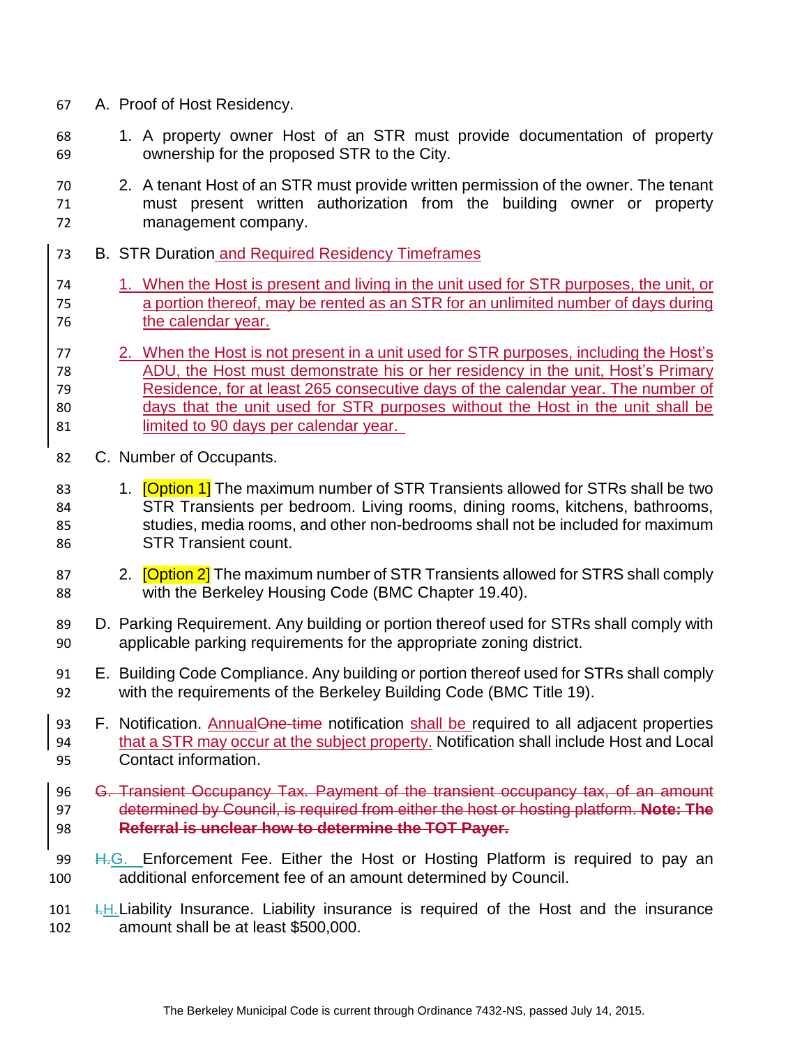A. Proof of Host Residency.

1. A property owner Host of an STR must provide documentation of property ownership for the proposed STR to the City.

2. A tenant Host of an STR must provide written permission of the owner. The tenant must present written authorization from the building owner or property management company.

B. STR Duration and Required Residency Timeframes

1. When the Host is present and living in the unit used for STR purposes, the unit, or a portion thereof, may be rented as an STR for an unlimited number of days during the calendar year.

2. When the Host is not present in a unit used for STR purposes, including the Host's ADU, the Host must demonstrate his or her residency in the unit, Host's Primary Residence, for at least 265 consecutive days of the calendar year. The number of days that the unit used for STR purposes without the Host in the unit shall be limited to 90 days per calendar year.

C. Number of Occupants.

1. [Option 1] The maximum number of STR Transients allowed for STRs shall be two STR Transients per bedroom. Living rooms, dining rooms, kitchens, bathrooms, studies, media rooms, and other non-bedrooms shall not be included for maximum STR Transient count.

2. [Option 2] The maximum number of STR Transients allowed for STRS shall comply with the Berkeley Housing Code (BMC Chapter 19.40).

D. Parking Requirement. Any building or portion thereof used for STRs shall comply with applicable parking requirements for the appropriate zoning district.

E. Building Code Compliance. Any building or portion thereof used for STRs shall comply with the requirements of the Berkeley Building Code (BMC Title 19).

F. Notification. Annual~~One-time~~ notification shall be required to all adjacent properties that a STR may occur at the subject property. Notification shall include Host and Local Contact information.

~~G. Transient Occupancy Tax. Payment of the transient occupancy tax, of an amount determined by Council, is required from either the host or hosting platform. **Note: The Referral is unclear how to determine the TOT Payer.**~~

~~H.~~G. Enforcement Fee. Either the Host or Hosting Platform is required to pay an additional enforcement fee of an amount determined by Council.

~~I.~~H. Liability Insurance. Liability insurance is required of the Host and the insurance amount shall be at least $500,000.

The Berkeley Municipal Code is current through Ordinance 7432-NS, passed July 14, 2015.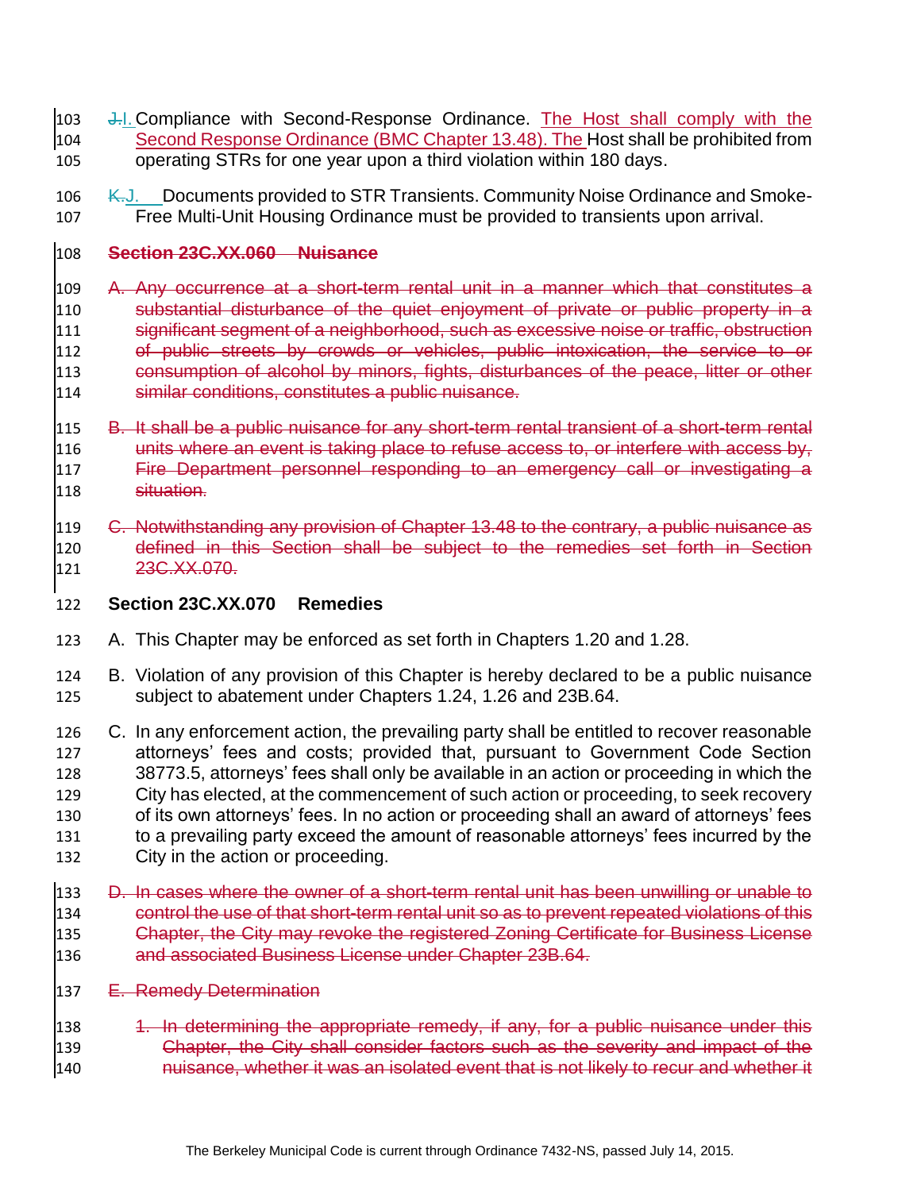~~J.~~I. Compliance with Second-Response Ordinance. The Host shall comply with the Second Response Ordinance (BMC Chapter 13.48). The Host shall be prohibited from operating STRs for one year upon a third violation within 180 days.

~~K.~~J. Documents provided to STR Transients. Community Noise Ordinance and Smoke-Free Multi-Unit Housing Ordinance must be provided to transients upon arrival.

~~**Section 23C.XX.060 Nuisance**~~

~~A. Any occurrence at a short-term rental unit in a manner which that constitutes a substantial disturbance of the quiet enjoyment of private or public property in a significant segment of a neighborhood, such as excessive noise or traffic, obstruction of public streets by crowds or vehicles, public intoxication, the service to or consumption of alcohol by minors, fights, disturbances of the peace, litter or other similar conditions, constitutes a public nuisance.~~

~~B. It shall be a public nuisance for any short-term rental transient of a short-term rental units where an event is taking place to refuse access to, or interfere with access by, Fire Department personnel responding to an emergency call or investigating a situation.~~

~~C. Notwithstanding any provision of Chapter 13.48 to the contrary, a public nuisance as defined in this Section shall be subject to the remedies set forth in Section 23C.XX.070.~~

**Section 23C.XX.070 Remedies**

A. This Chapter may be enforced as set forth in Chapters 1.20 and 1.28.

B. Violation of any provision of this Chapter is hereby declared to be a public nuisance subject to abatement under Chapters 1.24, 1.26 and 23B.64.

C. In any enforcement action, the prevailing party shall be entitled to recover reasonable attorneys' fees and costs; provided that, pursuant to Government Code Section 38773.5, attorneys' fees shall only be available in an action or proceeding in which the City has elected, at the commencement of such action or proceeding, to seek recovery of its own attorneys' fees. In no action or proceeding shall an award of attorneys' fees to a prevailing party exceed the amount of reasonable attorneys' fees incurred by the City in the action or proceeding.

~~D. In cases where the owner of a short-term rental unit has been unwilling or unable to control the use of that short-term rental unit so as to prevent repeated violations of this Chapter, the City may revoke the registered Zoning Certificate for Business License and associated Business License under Chapter 23B.64.~~

~~E. Remedy Determination~~

~~1. In determining the appropriate remedy, if any, for a public nuisance under this Chapter, the City shall consider factors such as the severity and impact of the nuisance, whether it was an isolated event that is not likely to recur and whether it~~

The Berkeley Municipal Code is current through Ordinance 7432-NS, passed July 14, 2015.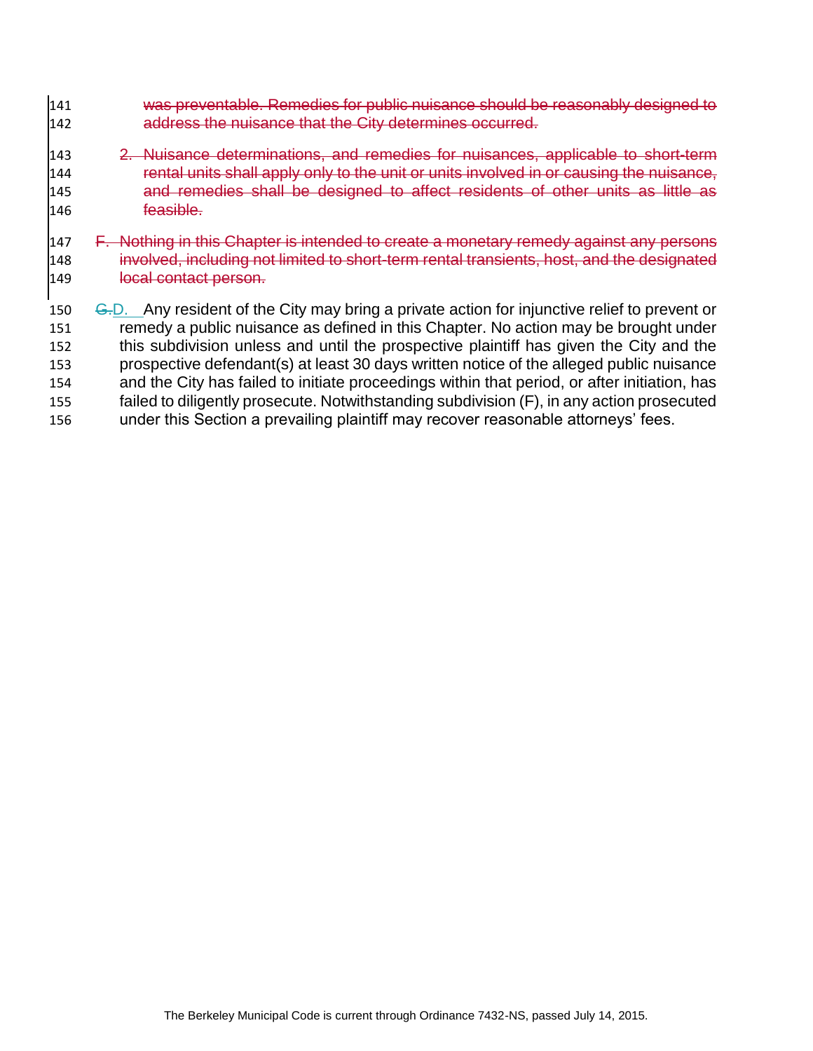~~was preventable. Remedies for public nuisance should be reasonably designed to address the nuisance that the City determines occurred.~~

~~2. Nuisance determinations, and remedies for nuisances, applicable to short-term rental units shall apply only to the unit or units involved in or causing the nuisance, and remedies shall be designed to affect residents of other units as little as feasible.~~

~~F. Nothing in this Chapter is intended to create a monetary remedy against any persons involved, including not limited to short-term rental transients, host, and the designated local contact person.~~

~~G.~~D. Any resident of the City may bring a private action for injunctive relief to prevent or remedy a public nuisance as defined in this Chapter. No action may be brought under this subdivision unless and until the prospective plaintiff has given the City and the prospective defendant(s) at least 30 days written notice of the alleged public nuisance and the City has failed to initiate proceedings within that period, or after initiation, has failed to diligently prosecute. Notwithstanding subdivision (F), in any action prosecuted under this Section a prevailing plaintiff may recover reasonable attorneys' fees.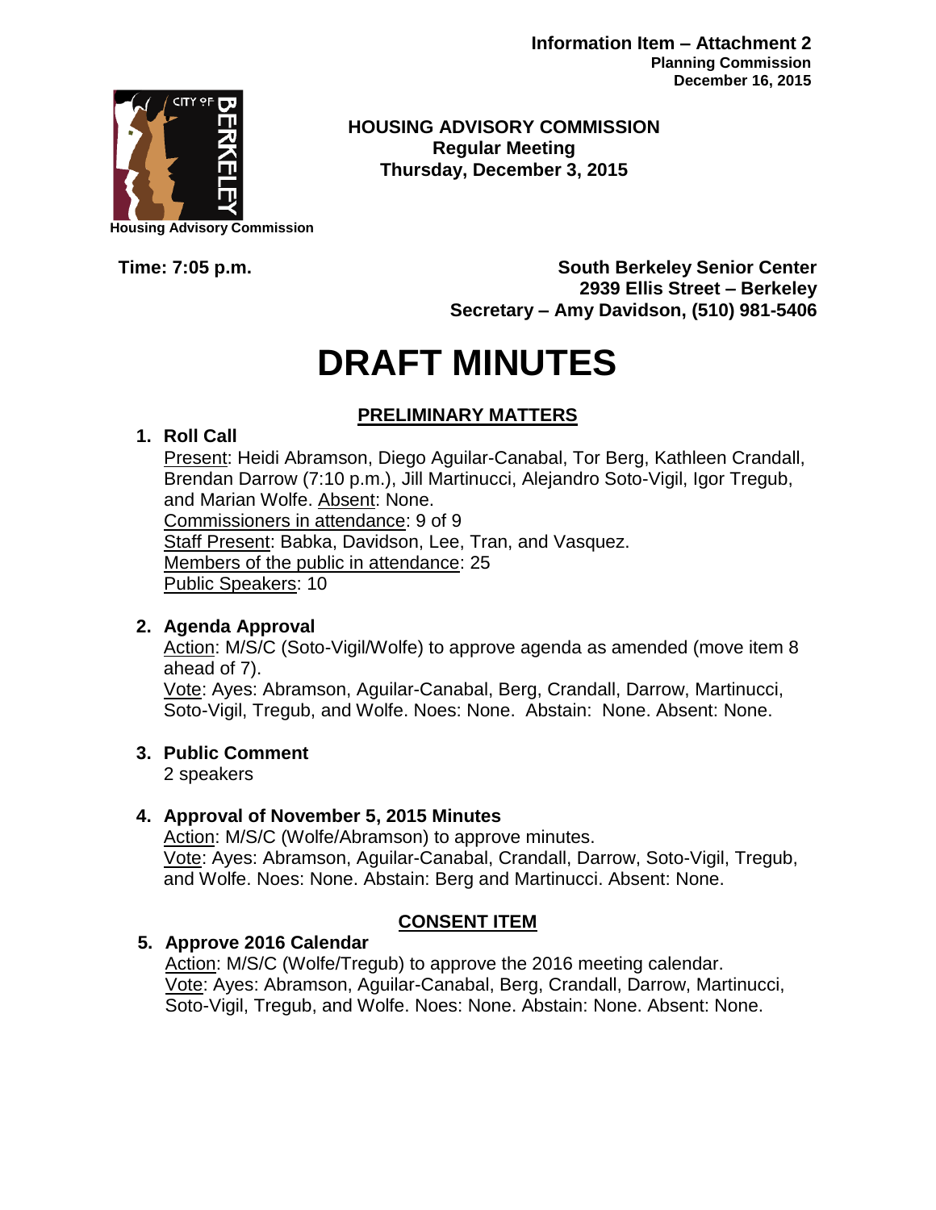**Information Item – Attachment 2**
**Planning Commission**
**December 16, 2015**

Housing Advisory Commission

**HOUSING ADVISORY COMMISSION**
**Regular Meeting**
**Thursday, December 3, 2015**

**Time: 7:05 p.m.**

**South Berkeley Senior Center**
**2939 Ellis Street – Berkeley**
**Secretary – Amy Davidson, (510) 981-5406**

# DRAFT MINUTES

## PRELIMINARY MATTERS

**1. Roll Call**

Present: Heidi Abramson, Diego Aguilar-Canabal, Tor Berg, Kathleen Crandall, Brendan Darrow (7:10 p.m.), Jill Martinucci, Alejandro Soto-Vigil, Igor Tregub, and Marian Wolfe. Absent: None.
Commissioners in attendance: 9 of 9
Staff Present: Babka, Davidson, Lee, Tran, and Vasquez.
Members of the public in attendance: 25
Public Speakers: 10

**2. Agenda Approval**

Action: M/S/C (Soto-Vigil/Wolfe) to approve agenda as amended (move item 8 ahead of 7).
Vote: Ayes: Abramson, Aguilar-Canabal, Berg, Crandall, Darrow, Martinucci, Soto-Vigil, Tregub, and Wolfe. Noes: None. Abstain: None. Absent: None.

**3. Public Comment**

2 speakers

**4. Approval of November 5, 2015 Minutes**

Action: M/S/C (Wolfe/Abramson) to approve minutes.
Vote: Ayes: Abramson, Aguilar-Canabal, Crandall, Darrow, Soto-Vigil, Tregub, and Wolfe. Noes: None. Abstain: Berg and Martinucci. Absent: None.

## CONSENT ITEM

**5. Approve 2016 Calendar**

Action: M/S/C (Wolfe/Tregub) to approve the 2016 meeting calendar.
Vote: Ayes: Abramson, Aguilar-Canabal, Berg, Crandall, Darrow, Martinucci, Soto-Vigil, Tregub, and Wolfe. Noes: None. Abstain: None. Absent: None.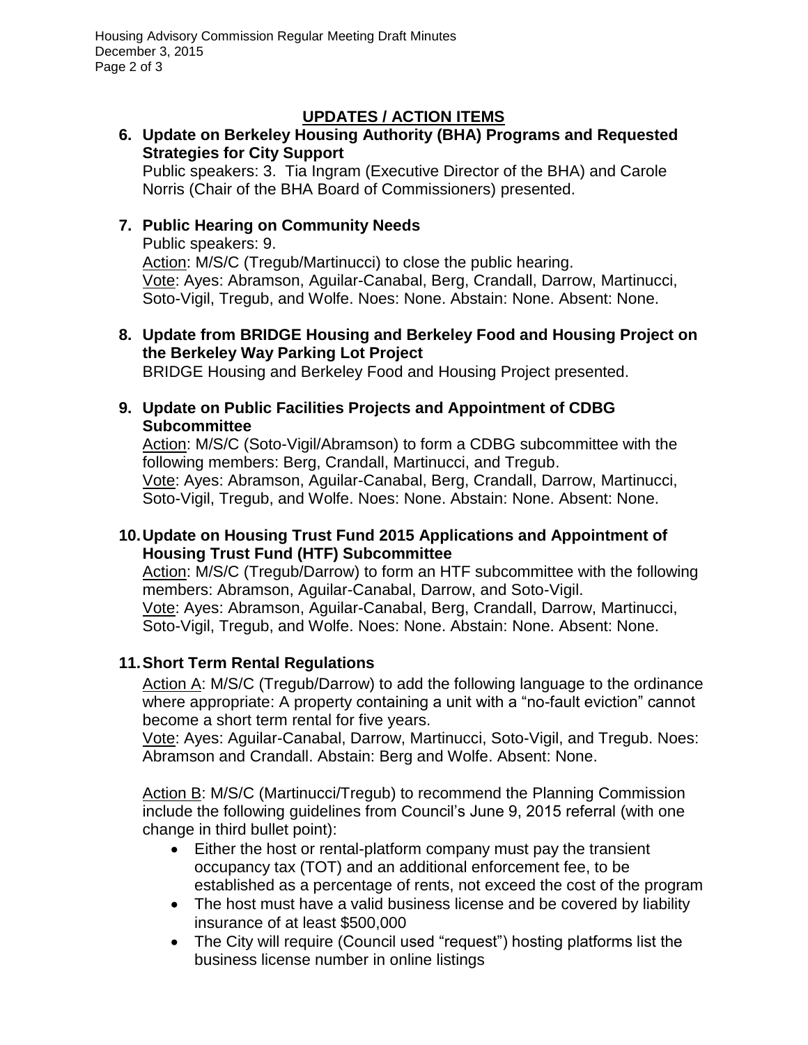## UPDATES / ACTION ITEMS

**6. Update on Berkeley Housing Authority (BHA) Programs and Requested Strategies for City Support**

Public speakers: 3. Tia Ingram (Executive Director of the BHA) and Carole Norris (Chair of the BHA Board of Commissioners) presented.

**7. Public Hearing on Community Needs**

Public speakers: 9.
Action: M/S/C (Tregub/Martinucci) to close the public hearing.
Vote: Ayes: Abramson, Aguilar-Canabal, Berg, Crandall, Darrow, Martinucci, Soto-Vigil, Tregub, and Wolfe. Noes: None. Abstain: None. Absent: None.

**8. Update from BRIDGE Housing and Berkeley Food and Housing Project on the Berkeley Way Parking Lot Project**

BRIDGE Housing and Berkeley Food and Housing Project presented.

**9. Update on Public Facilities Projects and Appointment of CDBG Subcommittee**

Action: M/S/C (Soto-Vigil/Abramson) to form a CDBG subcommittee with the following members: Berg, Crandall, Martinucci, and Tregub.
Vote: Ayes: Abramson, Aguilar-Canabal, Berg, Crandall, Darrow, Martinucci, Soto-Vigil, Tregub, and Wolfe. Noes: None. Abstain: None. Absent: None.

**10. Update on Housing Trust Fund 2015 Applications and Appointment of Housing Trust Fund (HTF) Subcommittee**

Action: M/S/C (Tregub/Darrow) to form an HTF subcommittee with the following members: Abramson, Aguilar-Canabal, Darrow, and Soto-Vigil.
Vote: Ayes: Abramson, Aguilar-Canabal, Berg, Crandall, Darrow, Martinucci, Soto-Vigil, Tregub, and Wolfe. Noes: None. Abstain: None. Absent: None.

**11. Short Term Rental Regulations**

Action A: M/S/C (Tregub/Darrow) to add the following language to the ordinance where appropriate: A property containing a unit with a "no-fault eviction" cannot become a short term rental for five years.
Vote: Ayes: Aguilar-Canabal, Darrow, Martinucci, Soto-Vigil, and Tregub. Noes: Abramson and Crandall. Abstain: Berg and Wolfe. Absent: None.

Action B: M/S/C (Martinucci/Tregub) to recommend the Planning Commission include the following guidelines from Council's June 9, 2015 referral (with one change in third bullet point):

- Either the host or rental-platform company must pay the transient occupancy tax (TOT) and an additional enforcement fee, to be established as a percentage of rents, not exceed the cost of the program
- The host must have a valid business license and be covered by liability insurance of at least $500,000
- The City will require (Council used "request") hosting platforms list the business license number in online listings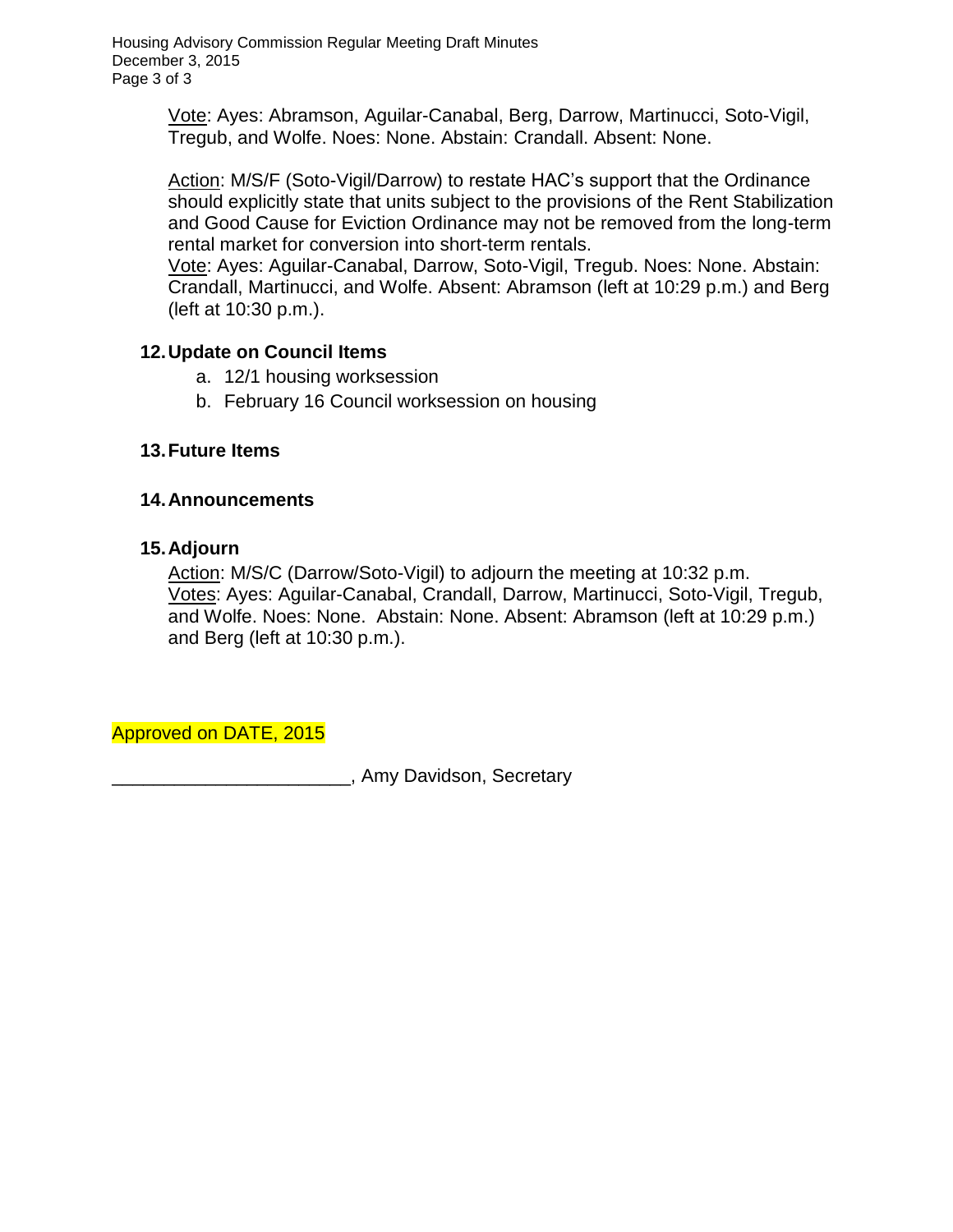Vote: Ayes: Abramson, Aguilar-Canabal, Berg, Darrow, Martinucci, Soto-Vigil, Tregub, and Wolfe. Noes: None. Abstain: Crandall. Absent: None.

Action: M/S/F (Soto-Vigil/Darrow) to restate HAC's support that the Ordinance should explicitly state that units subject to the provisions of the Rent Stabilization and Good Cause for Eviction Ordinance may not be removed from the long-term rental market for conversion into short-term rentals.
Vote: Ayes: Aguilar-Canabal, Darrow, Soto-Vigil, Tregub. Noes: None. Abstain: Crandall, Martinucci, and Wolfe. Absent: Abramson (left at 10:29 p.m.) and Berg (left at 10:30 p.m.).

## 12. Update on Council Items

a. 12/1 housing worksession
b. February 16 Council worksession on housing

## 13. Future Items

## 14. Announcements

## 15. Adjourn

Action: M/S/C (Darrow/Soto-Vigil) to adjourn the meeting at 10:32 p.m.
Votes: Ayes: Aguilar-Canabal, Crandall, Darrow, Martinucci, Soto-Vigil, Tregub, and Wolfe. Noes: None. Abstain: None. Absent: Abramson (left at 10:29 p.m.) and Berg (left at 10:30 p.m.).

Approved on DATE, 2015

_______________________, Amy Davidson, Secretary